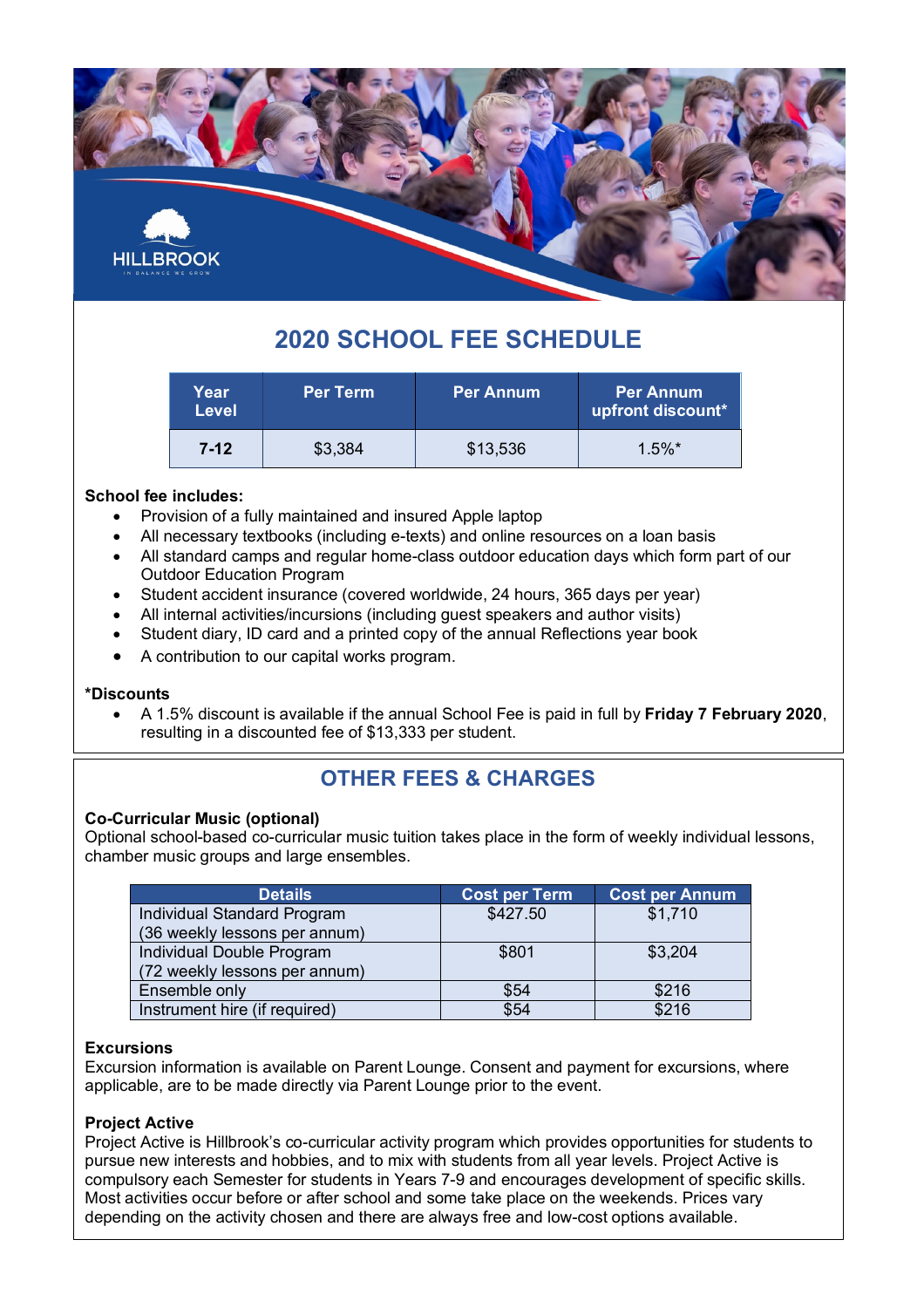HILLBROOK

IN BALANCE WE GROW

# 2020 SCHOOL FEE SCHEDULE

| Year Level | Per Term | Per Annum | Per Annum upfront discount* |
|---|---|---|---|
| **7-12** | $3,384 | $13,536 | 1.5%* |

**School fee includes:**

- Provision of a fully maintained and insured Apple laptop
- All necessary textbooks (including e-texts) and online resources on a loan basis
- All standard camps and regular home-class outdoor education days which form part of our Outdoor Education Program
- Student accident insurance (covered worldwide, 24 hours, 365 days per year)
- All internal activities/incursions (including guest speakers and author visits)
- Student diary, ID card and a printed copy of the annual Reflections year book
- A contribution to our capital works program.

**\*Discounts**

- A 1.5% discount is available if the annual School Fee is paid in full by **Friday 7 February 2020**, resulting in a discounted fee of $13,333 per student.

## OTHER FEES & CHARGES

**Co-Curricular Music (optional)**

Optional school-based co-curricular music tuition takes place in the form of weekly individual lessons, chamber music groups and large ensembles.

| Details | Cost per Term | Cost per Annum |
|---|---|---|
| Individual Standard Program (36 weekly lessons per annum) | $427.50 | $1,710 |
| Individual Double Program (72 weekly lessons per annum) | $801 | $3,204 |
| Ensemble only | $54 | $216 |
| Instrument hire (if required) | $54 | $216 |

**Excursions**

Excursion information is available on Parent Lounge. Consent and payment for excursions, where applicable, are to be made directly via Parent Lounge prior to the event.

**Project Active**

Project Active is Hillbrook's co-curricular activity program which provides opportunities for students to pursue new interests and hobbies, and to mix with students from all year levels. Project Active is compulsory each Semester for students in Years 7-9 and encourages development of specific skills. Most activities occur before or after school and some take place on the weekends. Prices vary depending on the activity chosen and there are always free and low-cost options available.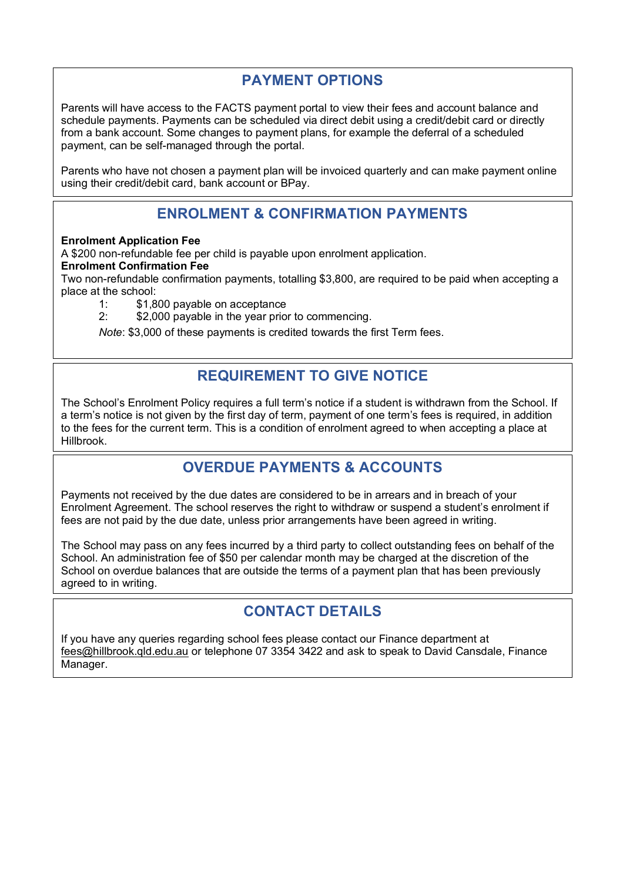## PAYMENT OPTIONS

Parents will have access to the FACTS payment portal to view their fees and account balance and schedule payments. Payments can be scheduled via direct debit using a credit/debit card or directly from a bank account. Some changes to payment plans, for example the deferral of a scheduled payment, can be self-managed through the portal.

Parents who have not chosen a payment plan will be invoiced quarterly and can make payment online using their credit/debit card, bank account or BPay.

## ENROLMENT & CONFIRMATION PAYMENTS

**Enrolment Application Fee**

A $200 non-refundable fee per child is payable upon enrolment application.

**Enrolment Confirmation Fee**

Two non-refundable confirmation payments, totalling $3,800, are required to be paid when accepting a place at the school:

1: $1,800 payable on acceptance

2: $2,000 payable in the year prior to commencing.

*Note*: $3,000 of these payments is credited towards the first Term fees.

## REQUIREMENT TO GIVE NOTICE

The School's Enrolment Policy requires a full term's notice if a student is withdrawn from the School. If a term's notice is not given by the first day of term, payment of one term's fees is required, in addition to the fees for the current term. This is a condition of enrolment agreed to when accepting a place at Hillbrook.

## OVERDUE PAYMENTS & ACCOUNTS

Payments not received by the due dates are considered to be in arrears and in breach of your Enrolment Agreement. The school reserves the right to withdraw or suspend a student's enrolment if fees are not paid by the due date, unless prior arrangements have been agreed in writing.

The School may pass on any fees incurred by a third party to collect outstanding fees on behalf of the School. An administration fee of $50 per calendar month may be charged at the discretion of the School on overdue balances that are outside the terms of a payment plan that has been previously agreed to in writing.

## CONTACT DETAILS

If you have any queries regarding school fees please contact our Finance department at fees@hillbrook.qld.edu.au or telephone 07 3354 3422 and ask to speak to David Cansdale, Finance Manager.